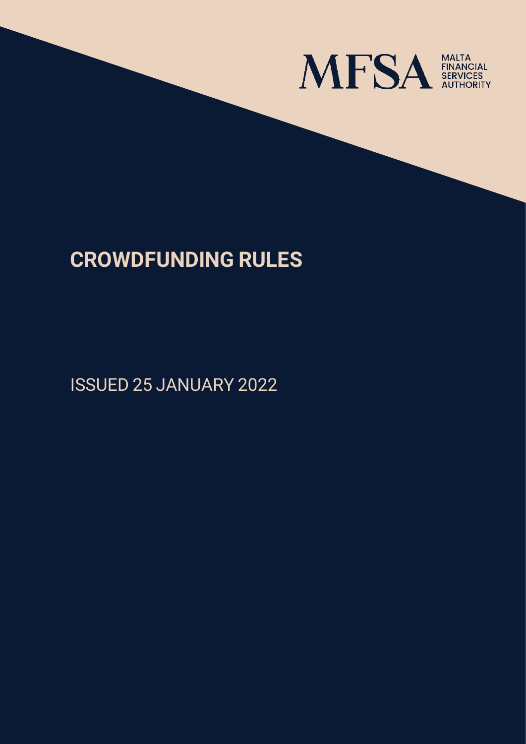MFSA MALTA FINANCIAL SERVICES AUTHORITY

# CROWDFUNDING RULES

ISSUED 25 JANUARY 2022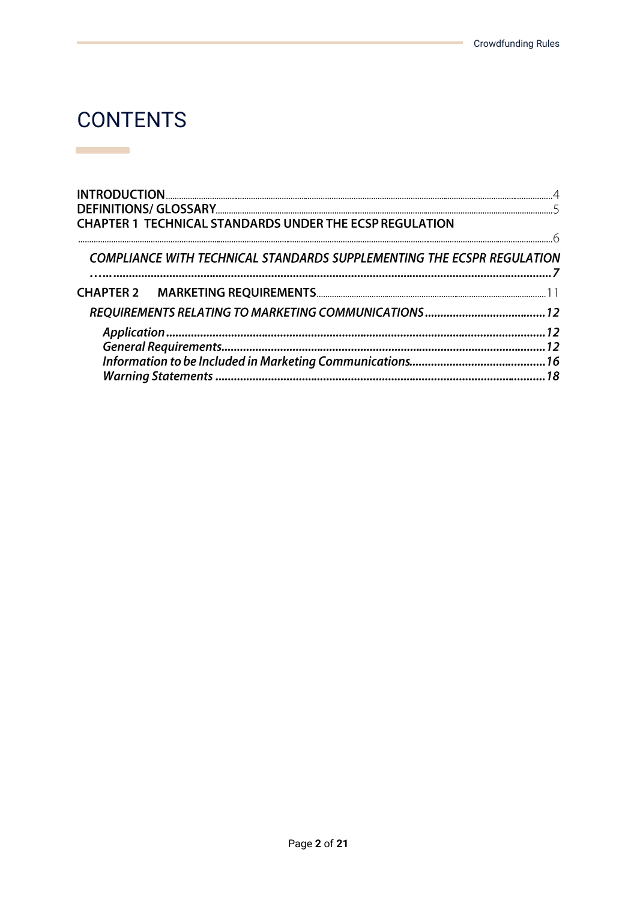# CONTENTS

**INTRODUCTION** ..... 4
**DEFINITIONS/ GLOSSARY** ..... 5
**CHAPTER 1 TECHNICAL STANDARDS UNDER THE ECSP REGULATION** ..... 6

- ***COMPLIANCE WITH TECHNICAL STANDARDS SUPPLEMENTING THE ECSPR REGULATION*** ..... 7

**CHAPTER 2 MARKETING REQUIREMENTS** ..... 11

- ***REQUIREMENTS RELATING TO MARKETING COMMUNICATIONS*** ..... 12
  - ***Application*** ..... 12
  - ***General Requirements*** ..... 12
  - ***Information to be Included in Marketing Communications*** ..... 16
  - ***Warning Statements*** ..... 18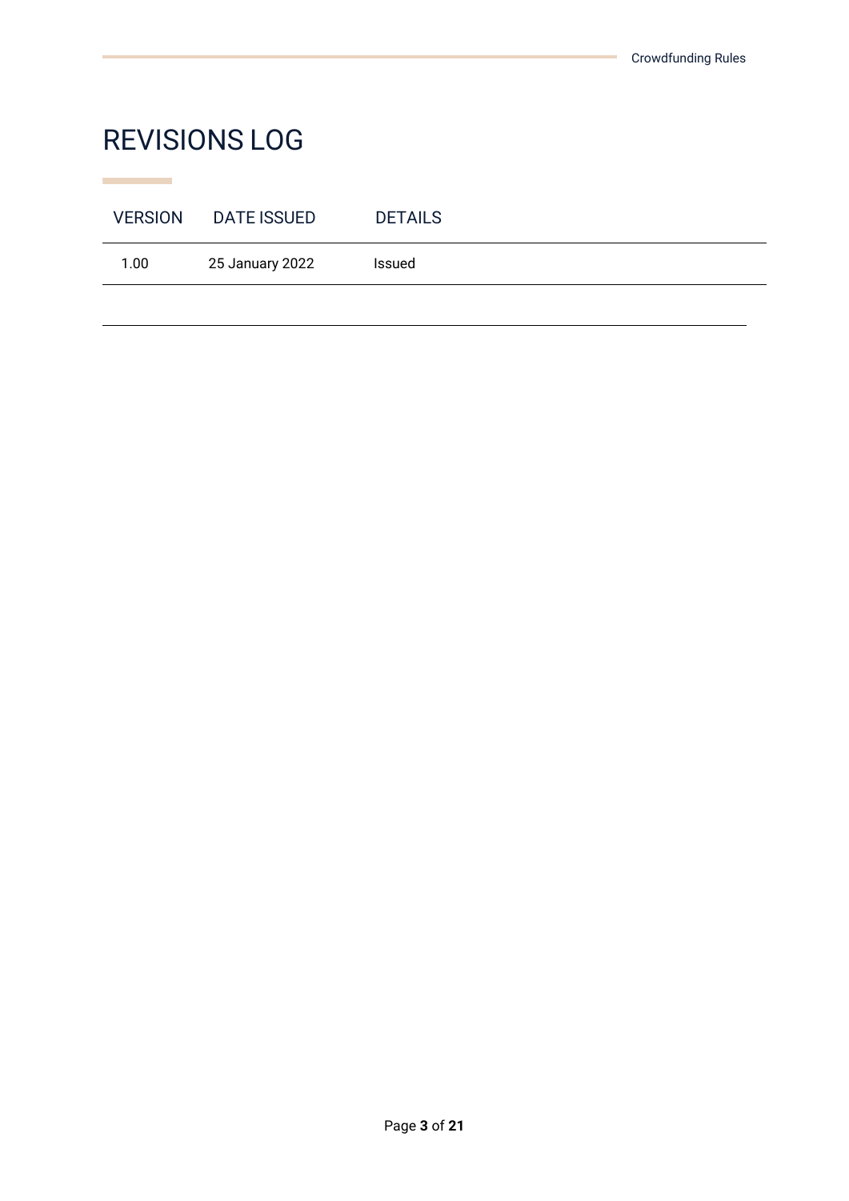# REVISIONS LOG

| VERSION | DATE ISSUED | DETAILS |
| --- | --- | --- |
| 1.00 | 25 January 2022 | Issued |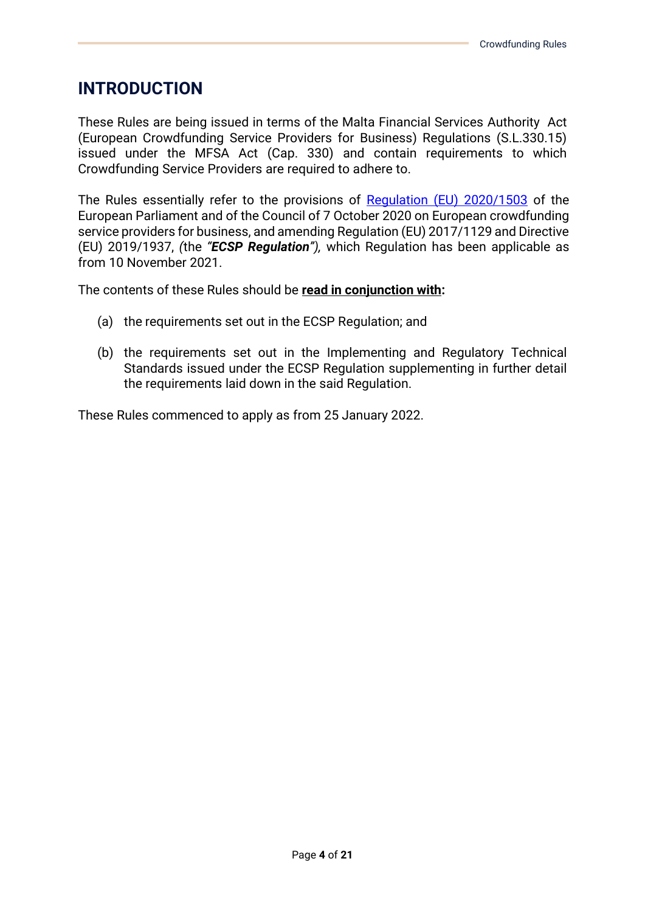# INTRODUCTION

These Rules are being issued in terms of the Malta Financial Services Authority Act (European Crowdfunding Service Providers for Business) Regulations (S.L.330.15) issued under the MFSA Act (Cap. 330) and contain requirements to which Crowdfunding Service Providers are required to adhere to.

The Rules essentially refer to the provisions of [Regulation (EU) 2020/1503]() of the European Parliament and of the Council of 7 October 2020 on European crowdfunding service providers for business, and amending Regulation (EU) 2017/1129 and Directive (EU) 2019/1937, *(*the ***"ECSP Regulation")***, which Regulation has been applicable as from 10 November 2021.

The contents of these Rules should be **read in conjunction with:**

(a) the requirements set out in the ECSP Regulation; and

(b) the requirements set out in the Implementing and Regulatory Technical Standards issued under the ECSP Regulation supplementing in further detail the requirements laid down in the said Regulation.

These Rules commenced to apply as from 25 January 2022.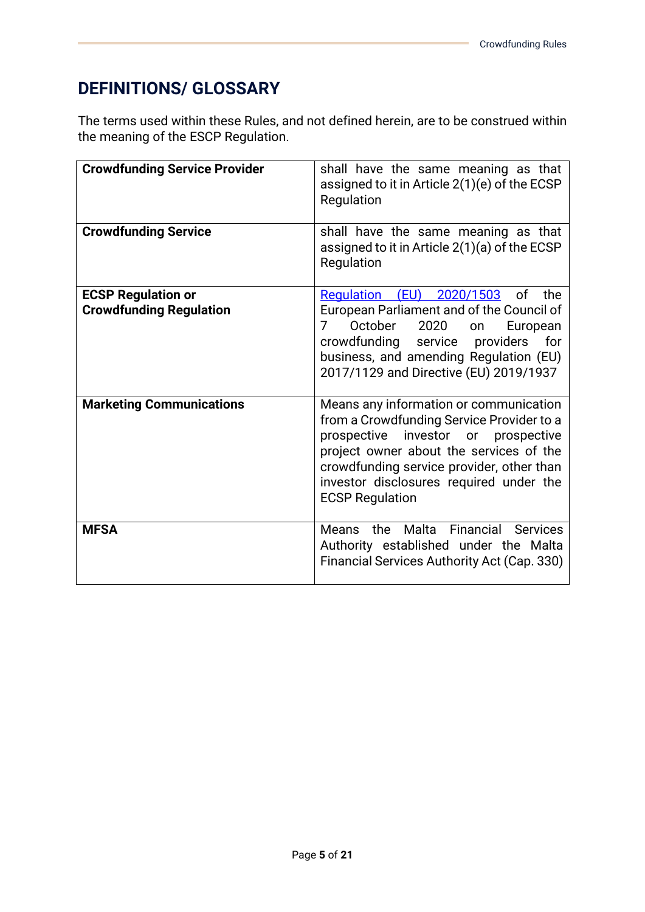## DEFINITIONS/ GLOSSARY

The terms used within these Rules, and not defined herein, are to be construed within the meaning of the ESCP Regulation.

| | |
|---|---|
| **Crowdfunding Service Provider** | shall have the same meaning as that assigned to it in Article 2(1)(e) of the ECSP Regulation |
| **Crowdfunding Service** | shall have the same meaning as that assigned to it in Article 2(1)(a) of the ECSP Regulation |
| **ECSP Regulation or Crowdfunding Regulation** | Regulation (EU) 2020/1503 of the European Parliament and of the Council of 7 October 2020 on European crowdfunding service providers for business, and amending Regulation (EU) 2017/1129 and Directive (EU) 2019/1937 |
| **Marketing Communications** | Means any information or communication from a Crowdfunding Service Provider to a prospective investor or prospective project owner about the services of the crowdfunding service provider, other than investor disclosures required under the ECSP Regulation |
| **MFSA** | Means the Malta Financial Services Authority established under the Malta Financial Services Authority Act (Cap. 330) |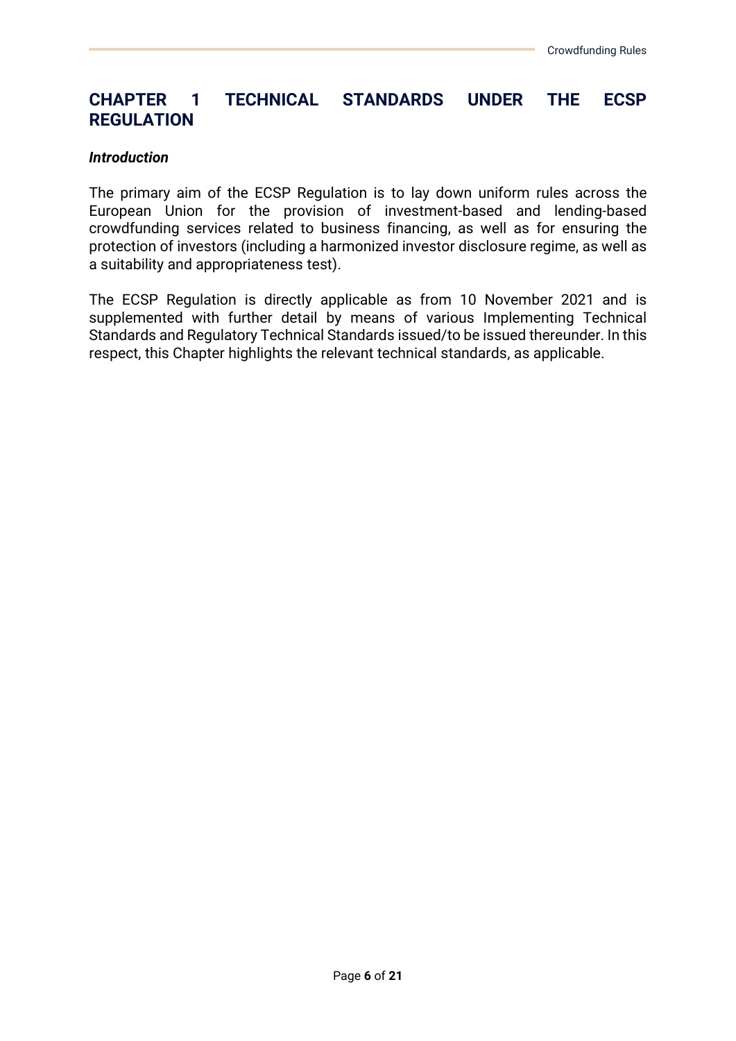# CHAPTER 1 TECHNICAL STANDARDS UNDER THE ECSP REGULATION

***Introduction***

The primary aim of the ECSP Regulation is to lay down uniform rules across the European Union for the provision of investment-based and lending-based crowdfunding services related to business financing, as well as for ensuring the protection of investors (including a harmonized investor disclosure regime, as well as a suitability and appropriateness test).

The ECSP Regulation is directly applicable as from 10 November 2021 and is supplemented with further detail by means of various Implementing Technical Standards and Regulatory Technical Standards issued/to be issued thereunder. In this respect, this Chapter highlights the relevant technical standards, as applicable.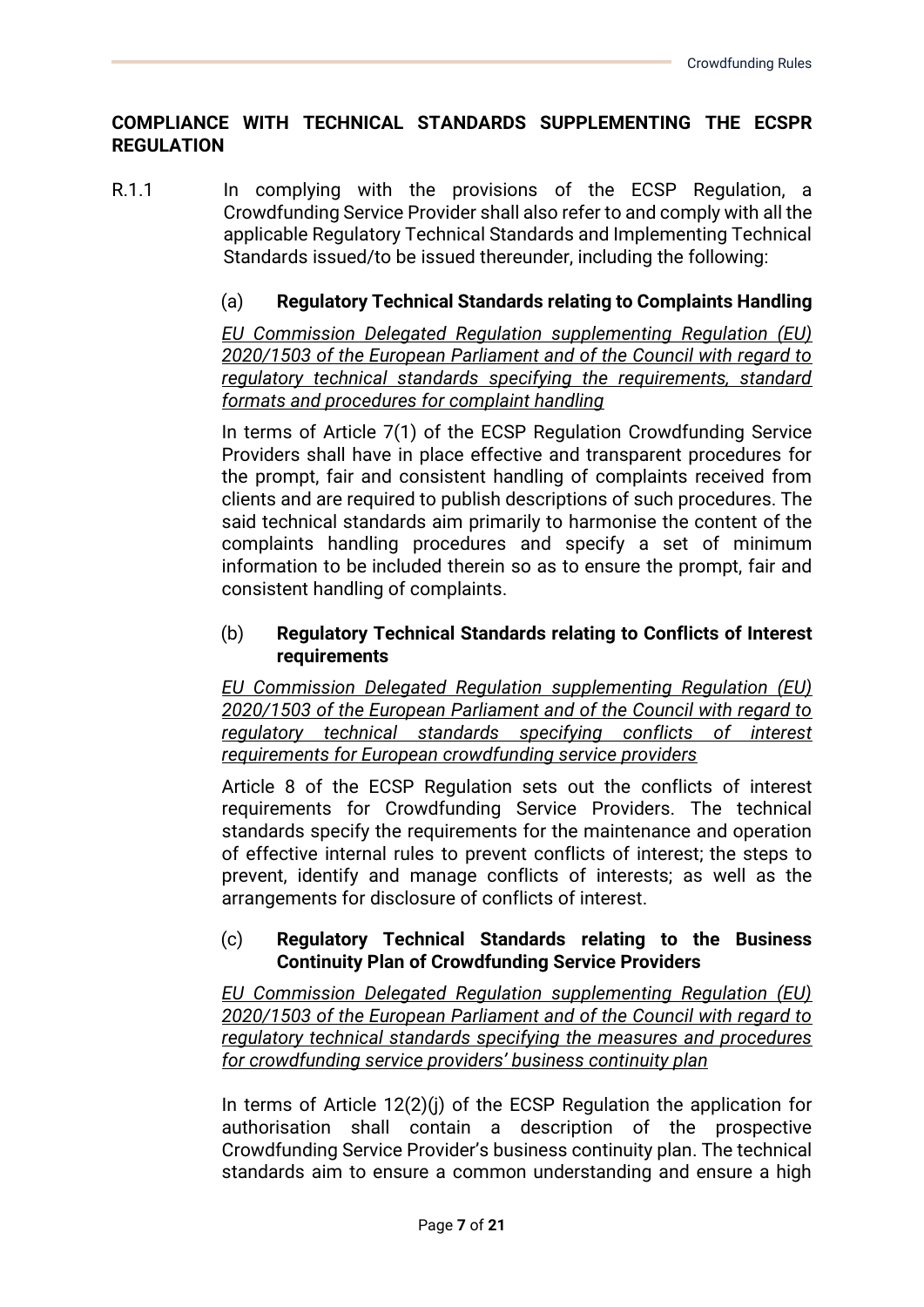## COMPLIANCE WITH TECHNICAL STANDARDS SUPPLEMENTING THE ECSPR REGULATION

R.1.1 In complying with the provisions of the ECSP Regulation, a Crowdfunding Service Provider shall also refer to and comply with all the applicable Regulatory Technical Standards and Implementing Technical Standards issued/to be issued thereunder, including the following:

(a) **Regulatory Technical Standards relating to Complaints Handling**

*EU Commission Delegated Regulation supplementing Regulation (EU) 2020/1503 of the European Parliament and of the Council with regard to regulatory technical standards specifying the requirements, standard formats and procedures for complaint handling*

In terms of Article 7(1) of the ECSP Regulation Crowdfunding Service Providers shall have in place effective and transparent procedures for the prompt, fair and consistent handling of complaints received from clients and are required to publish descriptions of such procedures. The said technical standards aim primarily to harmonise the content of the complaints handling procedures and specify a set of minimum information to be included therein so as to ensure the prompt, fair and consistent handling of complaints.

(b) **Regulatory Technical Standards relating to Conflicts of Interest requirements**

*EU Commission Delegated Regulation supplementing Regulation (EU) 2020/1503 of the European Parliament and of the Council with regard to regulatory technical standards specifying conflicts of interest requirements for European crowdfunding service providers*

Article 8 of the ECSP Regulation sets out the conflicts of interest requirements for Crowdfunding Service Providers. The technical standards specify the requirements for the maintenance and operation of effective internal rules to prevent conflicts of interest; the steps to prevent, identify and manage conflicts of interests; as well as the arrangements for disclosure of conflicts of interest.

(c) **Regulatory Technical Standards relating to the Business Continuity Plan of Crowdfunding Service Providers**

*EU Commission Delegated Regulation supplementing Regulation (EU) 2020/1503 of the European Parliament and of the Council with regard to regulatory technical standards specifying the measures and procedures for crowdfunding service providers' business continuity plan*

In terms of Article 12(2)(j) of the ECSP Regulation the application for authorisation shall contain a description of the prospective Crowdfunding Service Provider's business continuity plan. The technical standards aim to ensure a common understanding and ensure a high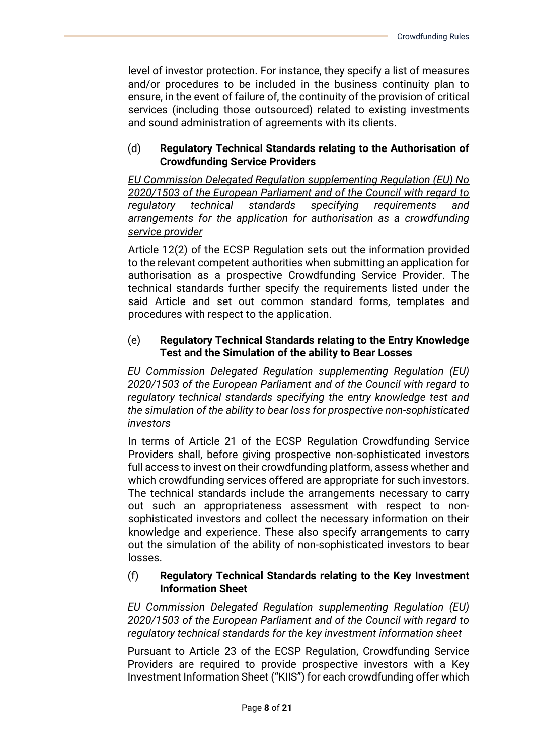level of investor protection. For instance, they specify a list of measures and/or procedures to be included in the business continuity plan to ensure, in the event of failure of, the continuity of the provision of critical services (including those outsourced) related to existing investments and sound administration of agreements with its clients.

(d) **Regulatory Technical Standards relating to the Authorisation of Crowdfunding Service Providers**

*EU Commission Delegated Regulation supplementing Regulation (EU) No 2020/1503 of the European Parliament and of the Council with regard to regulatory technical standards specifying requirements and arrangements for the application for authorisation as a crowdfunding service provider*

Article 12(2) of the ECSP Regulation sets out the information provided to the relevant competent authorities when submitting an application for authorisation as a prospective Crowdfunding Service Provider. The technical standards further specify the requirements listed under the said Article and set out common standard forms, templates and procedures with respect to the application.

(e) **Regulatory Technical Standards relating to the Entry Knowledge Test and the Simulation of the ability to Bear Losses**

*EU Commission Delegated Regulation supplementing Regulation (EU) 2020/1503 of the European Parliament and of the Council with regard to regulatory technical standards specifying the entry knowledge test and the simulation of the ability to bear loss for prospective non-sophisticated investors*

In terms of Article 21 of the ECSP Regulation Crowdfunding Service Providers shall, before giving prospective non-sophisticated investors full access to invest on their crowdfunding platform, assess whether and which crowdfunding services offered are appropriate for such investors. The technical standards include the arrangements necessary to carry out such an appropriateness assessment with respect to non-sophisticated investors and collect the necessary information on their knowledge and experience. These also specify arrangements to carry out the simulation of the ability of non-sophisticated investors to bear losses.

(f) **Regulatory Technical Standards relating to the Key Investment Information Sheet**

*EU Commission Delegated Regulation supplementing Regulation (EU) 2020/1503 of the European Parliament and of the Council with regard to regulatory technical standards for the key investment information sheet*

Pursuant to Article 23 of the ECSP Regulation, Crowdfunding Service Providers are required to provide prospective investors with a Key Investment Information Sheet ("KIIS") for each crowdfunding offer which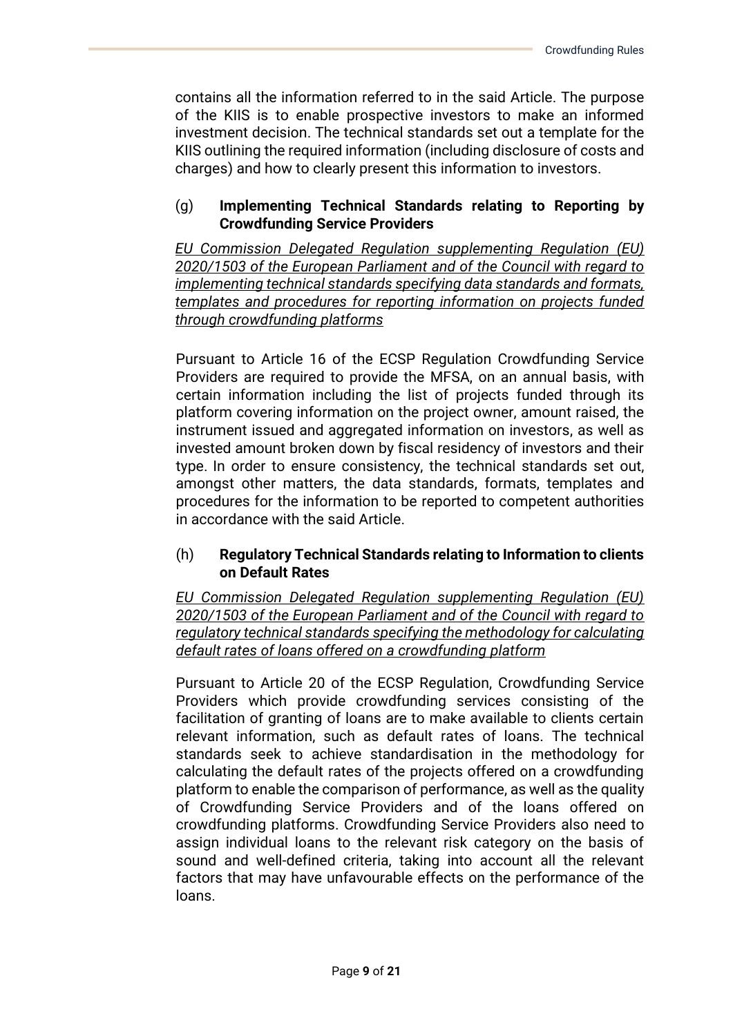contains all the information referred to in the said Article. The purpose of the KIIS is to enable prospective investors to make an informed investment decision. The technical standards set out a template for the KIIS outlining the required information (including disclosure of costs and charges) and how to clearly present this information to investors.

(g) **Implementing Technical Standards relating to Reporting by Crowdfunding Service Providers**

*EU Commission Delegated Regulation supplementing Regulation (EU) 2020/1503 of the European Parliament and of the Council with regard to implementing technical standards specifying data standards and formats, templates and procedures for reporting information on projects funded through crowdfunding platforms*

Pursuant to Article 16 of the ECSP Regulation Crowdfunding Service Providers are required to provide the MFSA, on an annual basis, with certain information including the list of projects funded through its platform covering information on the project owner, amount raised, the instrument issued and aggregated information on investors, as well as invested amount broken down by fiscal residency of investors and their type. In order to ensure consistency, the technical standards set out, amongst other matters, the data standards, formats, templates and procedures for the information to be reported to competent authorities in accordance with the said Article.

(h) **Regulatory Technical Standards relating to Information to clients on Default Rates**

*EU Commission Delegated Regulation supplementing Regulation (EU) 2020/1503 of the European Parliament and of the Council with regard to regulatory technical standards specifying the methodology for calculating default rates of loans offered on a crowdfunding platform*

Pursuant to Article 20 of the ECSP Regulation, Crowdfunding Service Providers which provide crowdfunding services consisting of the facilitation of granting of loans are to make available to clients certain relevant information, such as default rates of loans. The technical standards seek to achieve standardisation in the methodology for calculating the default rates of the projects offered on a crowdfunding platform to enable the comparison of performance, as well as the quality of Crowdfunding Service Providers and of the loans offered on crowdfunding platforms. Crowdfunding Service Providers also need to assign individual loans to the relevant risk category on the basis of sound and well-defined criteria, taking into account all the relevant factors that may have unfavourable effects on the performance of the loans.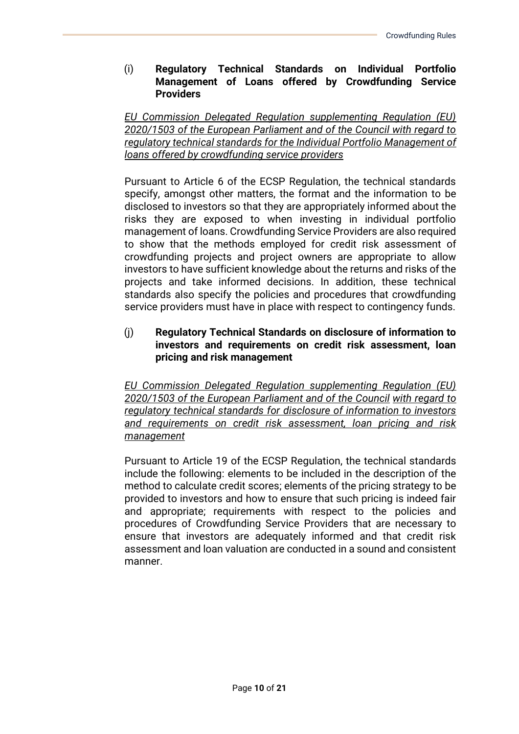### (i) Regulatory Technical Standards on Individual Portfolio Management of Loans offered by Crowdfunding Service Providers

*EU Commission Delegated Regulation supplementing Regulation (EU) 2020/1503 of the European Parliament and of the Council with regard to regulatory technical standards for the Individual Portfolio Management of loans offered by crowdfunding service providers*

Pursuant to Article 6 of the ECSP Regulation, the technical standards specify, amongst other matters, the format and the information to be disclosed to investors so that they are appropriately informed about the risks they are exposed to when investing in individual portfolio management of loans. Crowdfunding Service Providers are also required to show that the methods employed for credit risk assessment of crowdfunding projects and project owners are appropriate to allow investors to have sufficient knowledge about the returns and risks of the projects and take informed decisions. In addition, these technical standards also specify the policies and procedures that crowdfunding service providers must have in place with respect to contingency funds.

### (j) Regulatory Technical Standards on disclosure of information to investors and requirements on credit risk assessment, loan pricing and risk management

*EU Commission Delegated Regulation supplementing Regulation (EU) 2020/1503 of the European Parliament and of the Council with regard to regulatory technical standards for disclosure of information to investors and requirements on credit risk assessment, loan pricing and risk management*

Pursuant to Article 19 of the ECSP Regulation, the technical standards include the following: elements to be included in the description of the method to calculate credit scores; elements of the pricing strategy to be provided to investors and how to ensure that such pricing is indeed fair and appropriate; requirements with respect to the policies and procedures of Crowdfunding Service Providers that are necessary to ensure that investors are adequately informed and that credit risk assessment and loan valuation are conducted in a sound and consistent manner.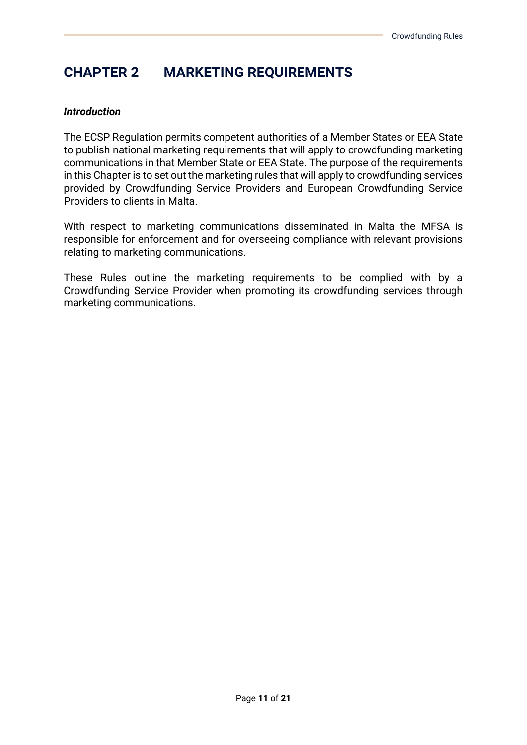# CHAPTER 2 MARKETING REQUIREMENTS

***Introduction***

The ECSP Regulation permits competent authorities of a Member States or EEA State to publish national marketing requirements that will apply to crowdfunding marketing communications in that Member State or EEA State. The purpose of the requirements in this Chapter is to set out the marketing rules that will apply to crowdfunding services provided by Crowdfunding Service Providers and European Crowdfunding Service Providers to clients in Malta.

With respect to marketing communications disseminated in Malta the MFSA is responsible for enforcement and for overseeing compliance with relevant provisions relating to marketing communications.

These Rules outline the marketing requirements to be complied with by a Crowdfunding Service Provider when promoting its crowdfunding services through marketing communications.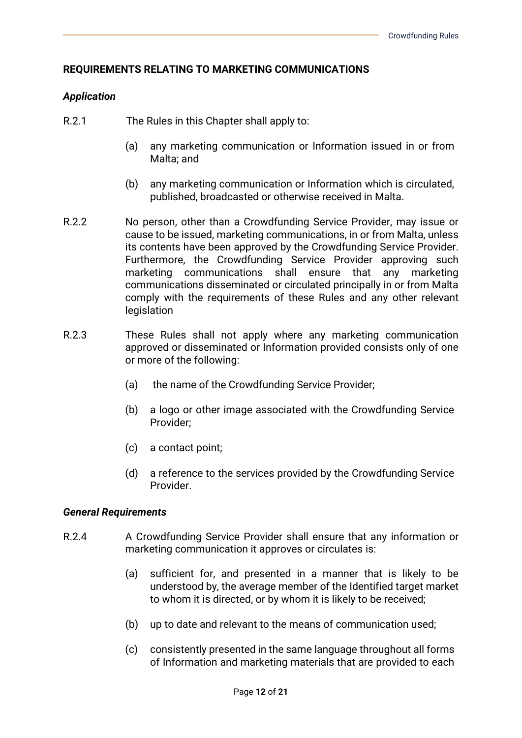## REQUIREMENTS RELATING TO MARKETING COMMUNICATIONS

### *Application*

R.2.1 The Rules in this Chapter shall apply to:

(a) any marketing communication or Information issued in or from Malta; and

(b) any marketing communication or Information which is circulated, published, broadcasted or otherwise received in Malta.

R.2.2 No person, other than a Crowdfunding Service Provider, may issue or cause to be issued, marketing communications, in or from Malta, unless its contents have been approved by the Crowdfunding Service Provider. Furthermore, the Crowdfunding Service Provider approving such marketing communications shall ensure that any marketing communications disseminated or circulated principally in or from Malta comply with the requirements of these Rules and any other relevant legislation

R.2.3 These Rules shall not apply where any marketing communication approved or disseminated or Information provided consists only of one or more of the following:

(a) the name of the Crowdfunding Service Provider;

(b) a logo or other image associated with the Crowdfunding Service Provider;

(c) a contact point;

(d) a reference to the services provided by the Crowdfunding Service Provider.

### *General Requirements*

R.2.4 A Crowdfunding Service Provider shall ensure that any information or marketing communication it approves or circulates is:

(a) sufficient for, and presented in a manner that is likely to be understood by, the average member of the Identified target market to whom it is directed, or by whom it is likely to be received;

(b) up to date and relevant to the means of communication used;

(c) consistently presented in the same language throughout all forms of Information and marketing materials that are provided to each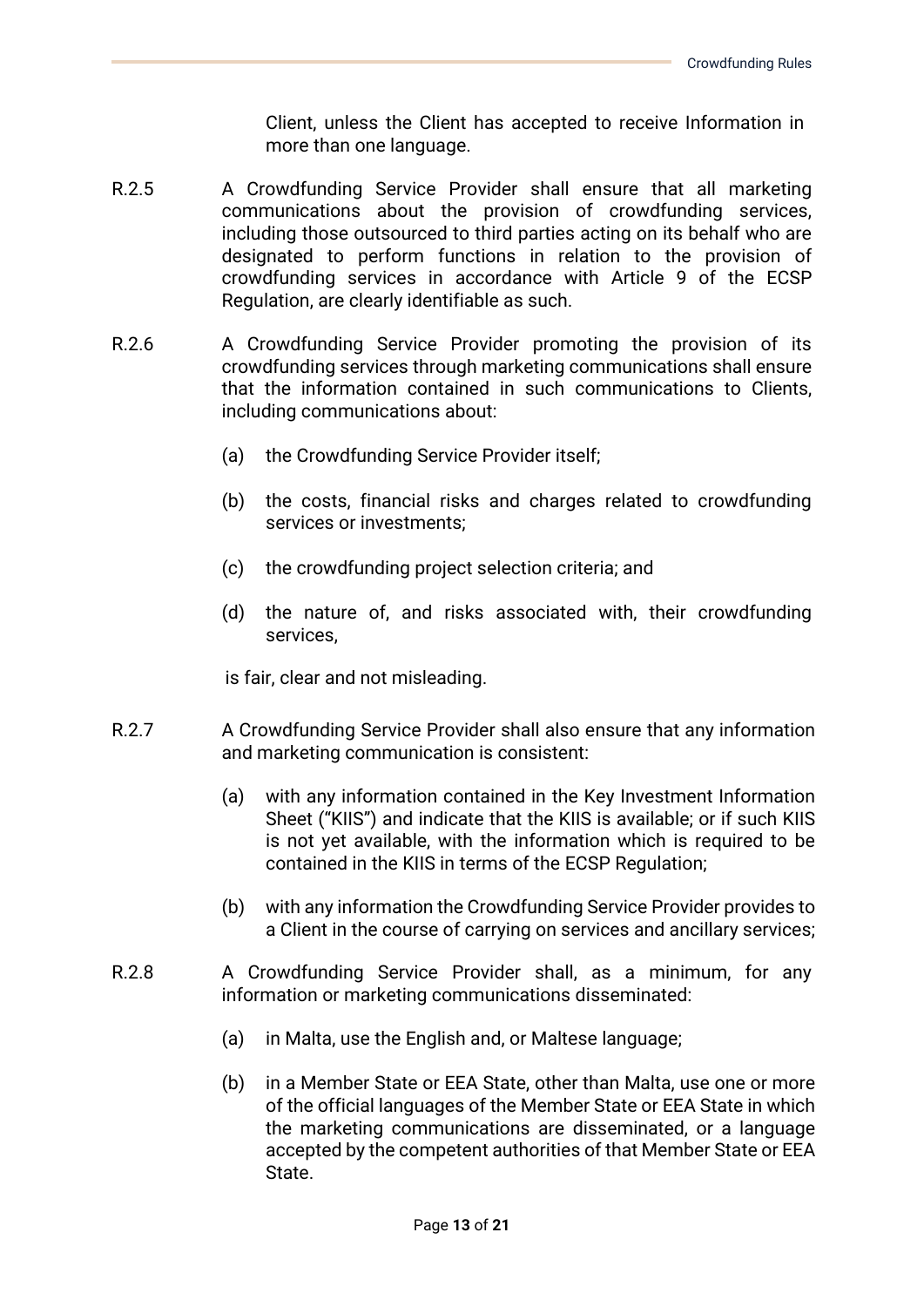Client, unless the Client has accepted to receive Information in more than one language.

R.2.5 A Crowdfunding Service Provider shall ensure that all marketing communications about the provision of crowdfunding services, including those outsourced to third parties acting on its behalf who are designated to perform functions in relation to the provision of crowdfunding services in accordance with Article 9 of the ECSP Regulation, are clearly identifiable as such.

R.2.6 A Crowdfunding Service Provider promoting the provision of its crowdfunding services through marketing communications shall ensure that the information contained in such communications to Clients, including communications about:

(a) the Crowdfunding Service Provider itself;

(b) the costs, financial risks and charges related to crowdfunding services or investments;

(c) the crowdfunding project selection criteria; and

(d) the nature of, and risks associated with, their crowdfunding services,

is fair, clear and not misleading.

R.2.7 A Crowdfunding Service Provider shall also ensure that any information and marketing communication is consistent:

(a) with any information contained in the Key Investment Information Sheet ("KIIS") and indicate that the KIIS is available; or if such KIIS is not yet available, with the information which is required to be contained in the KIIS in terms of the ECSP Regulation;

(b) with any information the Crowdfunding Service Provider provides to a Client in the course of carrying on services and ancillary services;

R.2.8 A Crowdfunding Service Provider shall, as a minimum, for any information or marketing communications disseminated:

(a) in Malta, use the English and, or Maltese language;

(b) in a Member State or EEA State, other than Malta, use one or more of the official languages of the Member State or EEA State in which the marketing communications are disseminated, or a language accepted by the competent authorities of that Member State or EEA State.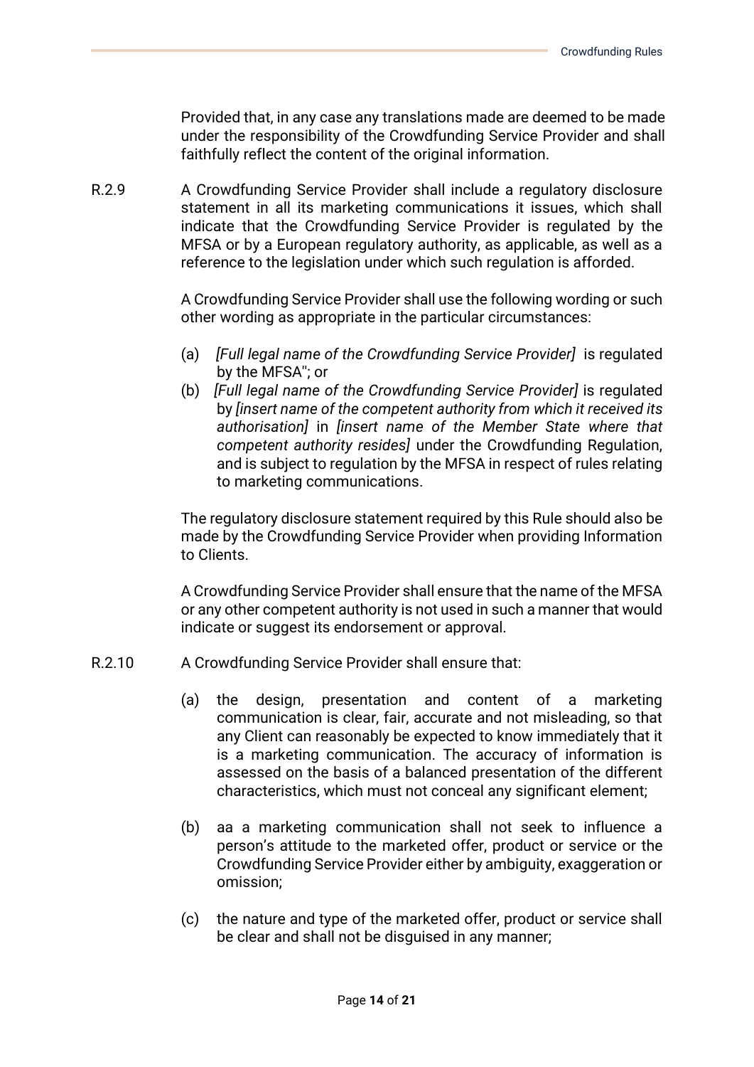Provided that, in any case any translations made are deemed to be made under the responsibility of the Crowdfunding Service Provider and shall faithfully reflect the content of the original information.

R.2.9 A Crowdfunding Service Provider shall include a regulatory disclosure statement in all its marketing communications it issues, which shall indicate that the Crowdfunding Service Provider is regulated by the MFSA or by a European regulatory authority, as applicable, as well as a reference to the legislation under which such regulation is afforded.

A Crowdfunding Service Provider shall use the following wording or such other wording as appropriate in the particular circumstances:

(a) *[Full legal name of the Crowdfunding Service Provider]* is regulated by the MFSA"; or

(b) *[Full legal name of the Crowdfunding Service Provider]* is regulated by *[insert name of the competent authority from which it received its authorisation]* in *[insert name of the Member State where that competent authority resides]* under the Crowdfunding Regulation, and is subject to regulation by the MFSA in respect of rules relating to marketing communications.

The regulatory disclosure statement required by this Rule should also be made by the Crowdfunding Service Provider when providing Information to Clients.

A Crowdfunding Service Provider shall ensure that the name of the MFSA or any other competent authority is not used in such a manner that would indicate or suggest its endorsement or approval.

R.2.10 A Crowdfunding Service Provider shall ensure that:

(a) the design, presentation and content of a marketing communication is clear, fair, accurate and not misleading, so that any Client can reasonably be expected to know immediately that it is a marketing communication. The accuracy of information is assessed on the basis of a balanced presentation of the different characteristics, which must not conceal any significant element;

(b) aa a marketing communication shall not seek to influence a person's attitude to the marketed offer, product or service or the Crowdfunding Service Provider either by ambiguity, exaggeration or omission;

(c) the nature and type of the marketed offer, product or service shall be clear and shall not be disguised in any manner;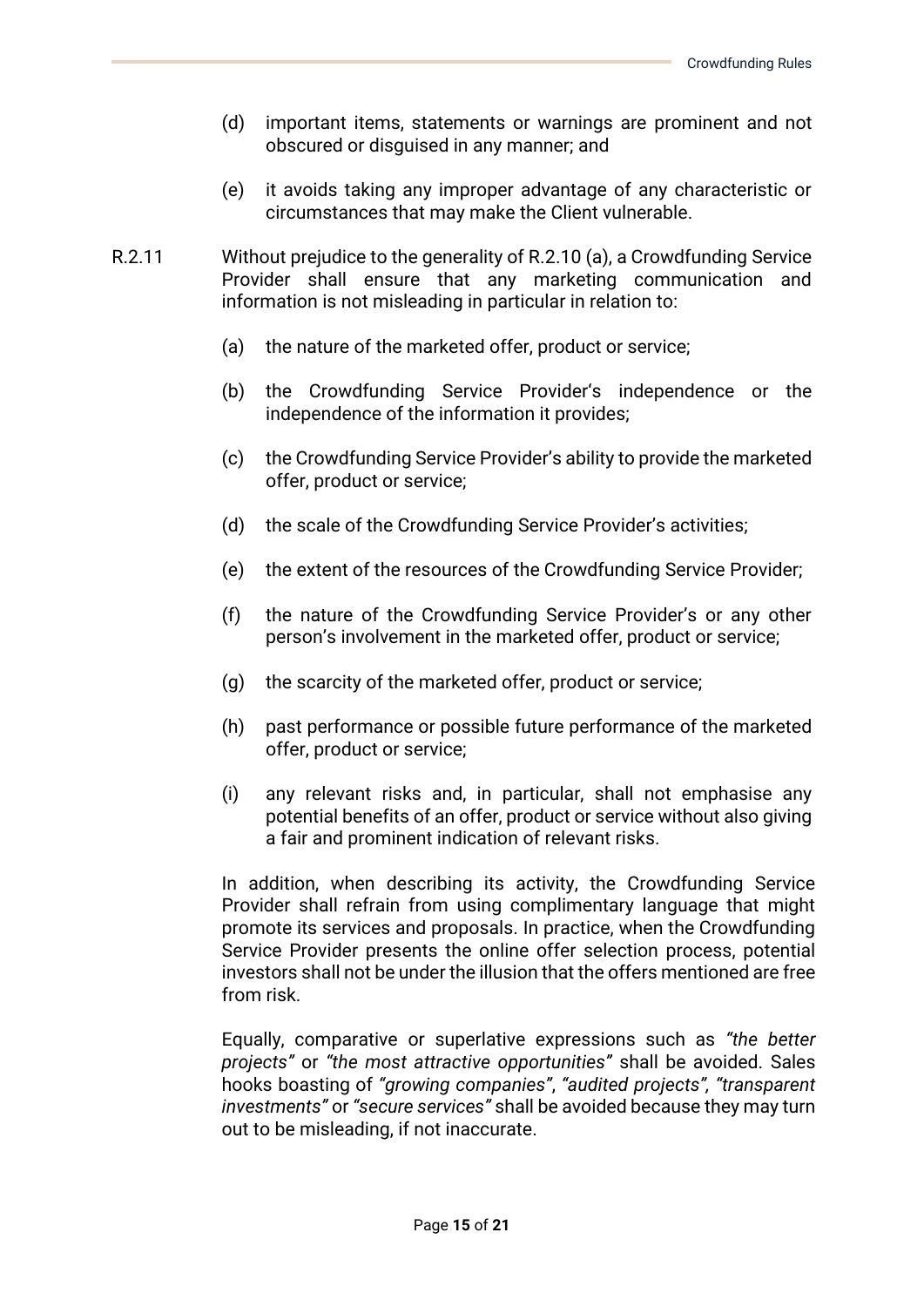(d) important items, statements or warnings are prominent and not obscured or disguised in any manner; and

(e) it avoids taking any improper advantage of any characteristic or circumstances that may make the Client vulnerable.

R.2.11 Without prejudice to the generality of R.2.10 (a), a Crowdfunding Service Provider shall ensure that any marketing communication and information is not misleading in particular in relation to:

(a) the nature of the marketed offer, product or service;

(b) the Crowdfunding Service Provider's independence or the independence of the information it provides;

(c) the Crowdfunding Service Provider's ability to provide the marketed offer, product or service;

(d) the scale of the Crowdfunding Service Provider's activities;

(e) the extent of the resources of the Crowdfunding Service Provider;

(f) the nature of the Crowdfunding Service Provider's or any other person's involvement in the marketed offer, product or service;

(g) the scarcity of the marketed offer, product or service;

(h) past performance or possible future performance of the marketed offer, product or service;

(i) any relevant risks and, in particular, shall not emphasise any potential benefits of an offer, product or service without also giving a fair and prominent indication of relevant risks.

In addition, when describing its activity, the Crowdfunding Service Provider shall refrain from using complimentary language that might promote its services and proposals. In practice, when the Crowdfunding Service Provider presents the online offer selection process, potential investors shall not be under the illusion that the offers mentioned are free from risk.

Equally, comparative or superlative expressions such as *"the better projects"* or *"the most attractive opportunities"* shall be avoided. Sales hooks boasting of *"growing companies"*, *"audited projects"*, *"transparent investments"* or *"secure services"* shall be avoided because they may turn out to be misleading, if not inaccurate.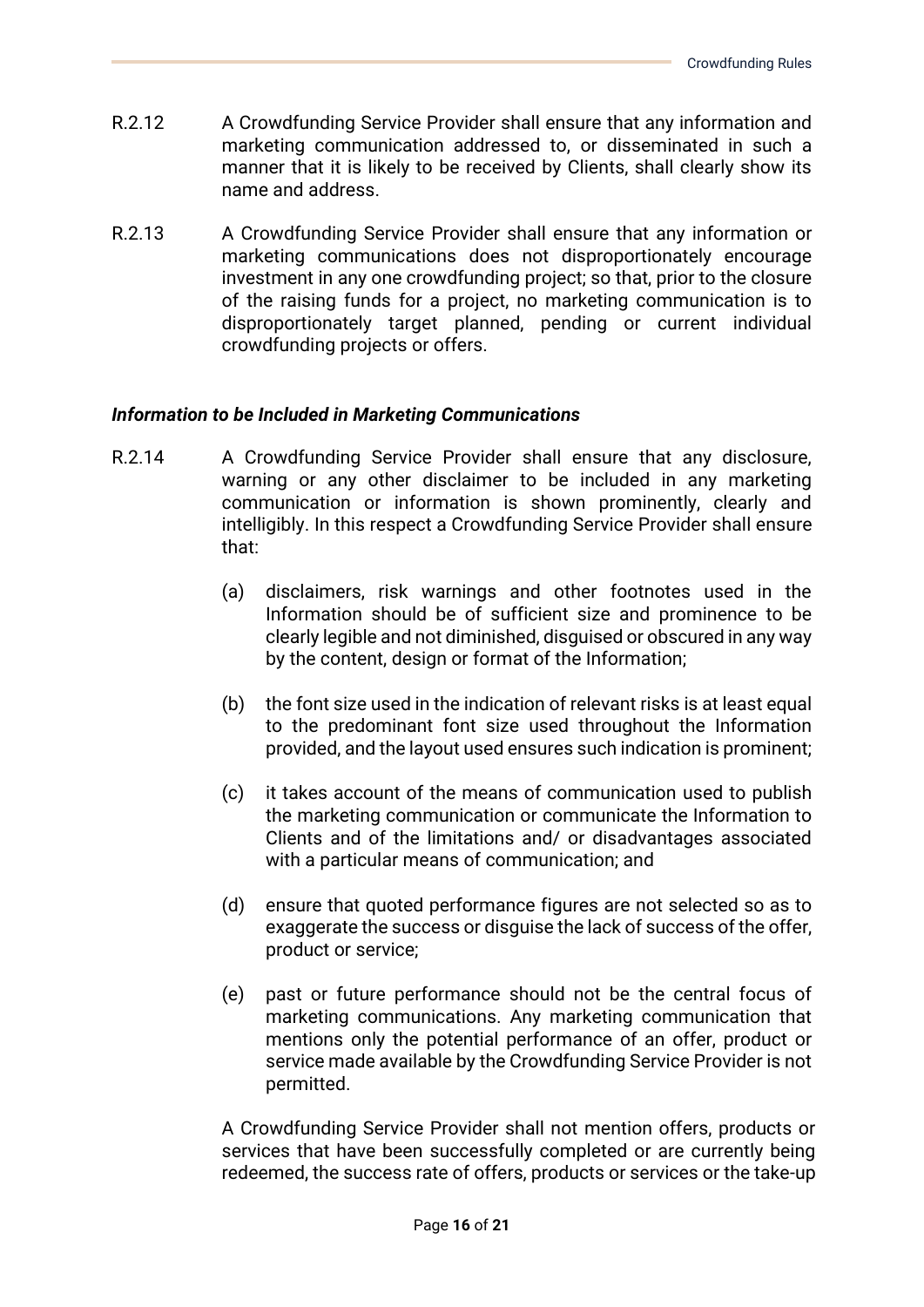R.2.12 A Crowdfunding Service Provider shall ensure that any information and marketing communication addressed to, or disseminated in such a manner that it is likely to be received by Clients, shall clearly show its name and address.

R.2.13 A Crowdfunding Service Provider shall ensure that any information or marketing communications does not disproportionately encourage investment in any one crowdfunding project; so that, prior to the closure of the raising funds for a project, no marketing communication is to disproportionately target planned, pending or current individual crowdfunding projects or offers.

***Information to be Included in Marketing Communications***

R.2.14 A Crowdfunding Service Provider shall ensure that any disclosure, warning or any other disclaimer to be included in any marketing communication or information is shown prominently, clearly and intelligibly. In this respect a Crowdfunding Service Provider shall ensure that:

(a) disclaimers, risk warnings and other footnotes used in the Information should be of sufficient size and prominence to be clearly legible and not diminished, disguised or obscured in any way by the content, design or format of the Information;

(b) the font size used in the indication of relevant risks is at least equal to the predominant font size used throughout the Information provided, and the layout used ensures such indication is prominent;

(c) it takes account of the means of communication used to publish the marketing communication or communicate the Information to Clients and of the limitations and/ or disadvantages associated with a particular means of communication; and

(d) ensure that quoted performance figures are not selected so as to exaggerate the success or disguise the lack of success of the offer, product or service;

(e) past or future performance should not be the central focus of marketing communications. Any marketing communication that mentions only the potential performance of an offer, product or service made available by the Crowdfunding Service Provider is not permitted.

A Crowdfunding Service Provider shall not mention offers, products or services that have been successfully completed or are currently being redeemed, the success rate of offers, products or services or the take-up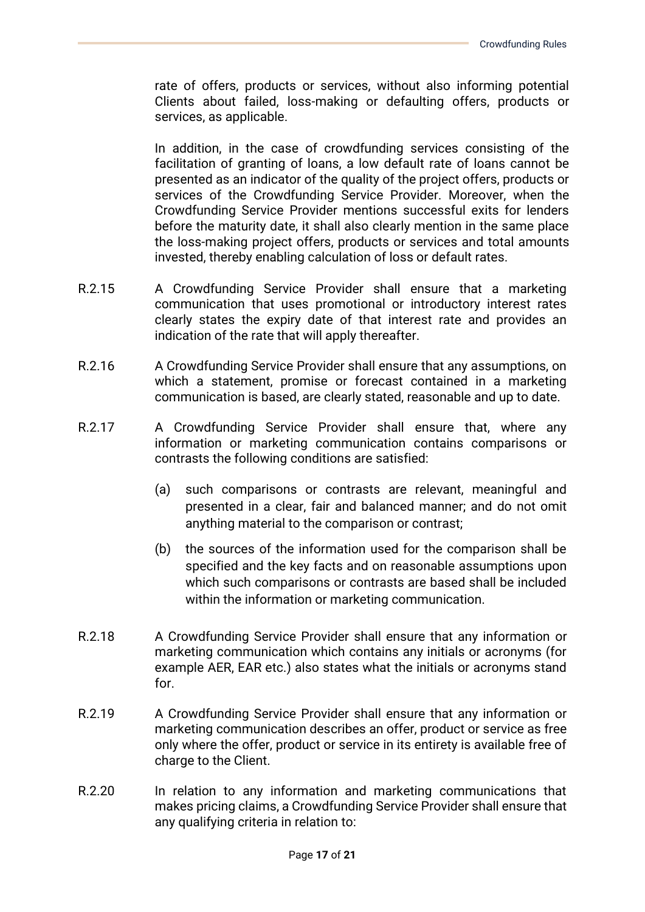rate of offers, products or services, without also informing potential Clients about failed, loss-making or defaulting offers, products or services, as applicable.

In addition, in the case of crowdfunding services consisting of the facilitation of granting of loans, a low default rate of loans cannot be presented as an indicator of the quality of the project offers, products or services of the Crowdfunding Service Provider. Moreover, when the Crowdfunding Service Provider mentions successful exits for lenders before the maturity date, it shall also clearly mention in the same place the loss-making project offers, products or services and total amounts invested, thereby enabling calculation of loss or default rates.

R.2.15 A Crowdfunding Service Provider shall ensure that a marketing communication that uses promotional or introductory interest rates clearly states the expiry date of that interest rate and provides an indication of the rate that will apply thereafter.

R.2.16 A Crowdfunding Service Provider shall ensure that any assumptions, on which a statement, promise or forecast contained in a marketing communication is based, are clearly stated, reasonable and up to date.

R.2.17 A Crowdfunding Service Provider shall ensure that, where any information or marketing communication contains comparisons or contrasts the following conditions are satisfied:

(a) such comparisons or contrasts are relevant, meaningful and presented in a clear, fair and balanced manner; and do not omit anything material to the comparison or contrast;

(b) the sources of the information used for the comparison shall be specified and the key facts and on reasonable assumptions upon which such comparisons or contrasts are based shall be included within the information or marketing communication.

R.2.18 A Crowdfunding Service Provider shall ensure that any information or marketing communication which contains any initials or acronyms (for example AER, EAR etc.) also states what the initials or acronyms stand for.

R.2.19 A Crowdfunding Service Provider shall ensure that any information or marketing communication describes an offer, product or service as free only where the offer, product or service in its entirety is available free of charge to the Client.

R.2.20 In relation to any information and marketing communications that makes pricing claims, a Crowdfunding Service Provider shall ensure that any qualifying criteria in relation to: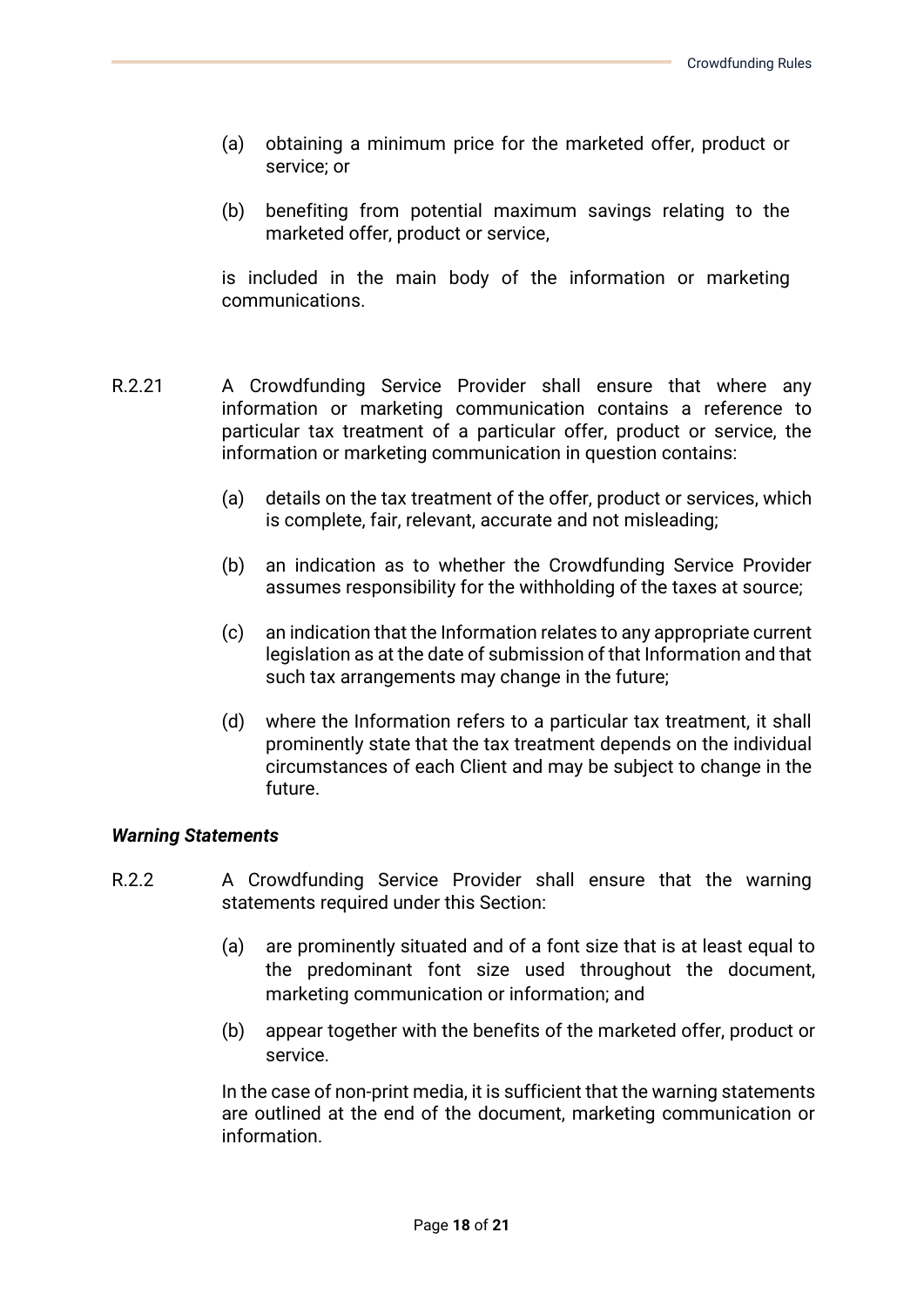(a) obtaining a minimum price for the marketed offer, product or service; or

(b) benefiting from potential maximum savings relating to the marketed offer, product or service,

is included in the main body of the information or marketing communications.

R.2.21 A Crowdfunding Service Provider shall ensure that where any information or marketing communication contains a reference to particular tax treatment of a particular offer, product or service, the information or marketing communication in question contains:

(a) details on the tax treatment of the offer, product or services, which is complete, fair, relevant, accurate and not misleading;

(b) an indication as to whether the Crowdfunding Service Provider assumes responsibility for the withholding of the taxes at source;

(c) an indication that the Information relates to any appropriate current legislation as at the date of submission of that Information and that such tax arrangements may change in the future;

(d) where the Information refers to a particular tax treatment, it shall prominently state that the tax treatment depends on the individual circumstances of each Client and may be subject to change in the future.

***Warning Statements***

R.2.2 A Crowdfunding Service Provider shall ensure that the warning statements required under this Section:

(a) are prominently situated and of a font size that is at least equal to the predominant font size used throughout the document, marketing communication or information; and

(b) appear together with the benefits of the marketed offer, product or service.

In the case of non-print media, it is sufficient that the warning statements are outlined at the end of the document, marketing communication or information.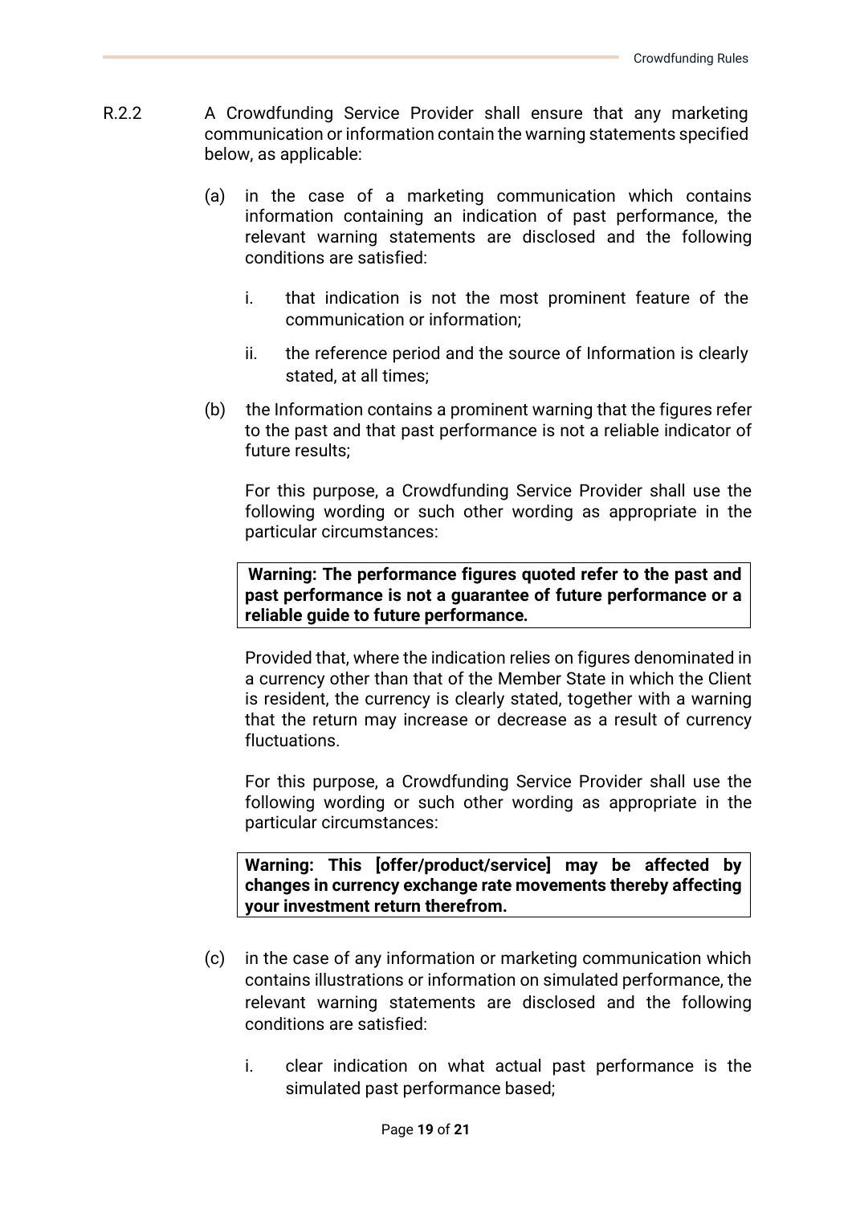R.2.2 A Crowdfunding Service Provider shall ensure that any marketing communication or information contain the warning statements specified below, as applicable:

(a) in the case of a marketing communication which contains information containing an indication of past performance, the relevant warning statements are disclosed and the following conditions are satisfied:

i. that indication is not the most prominent feature of the communication or information;

ii. the reference period and the source of Information is clearly stated, at all times;

(b) the Information contains a prominent warning that the figures refer to the past and that past performance is not a reliable indicator of future results;

For this purpose, a Crowdfunding Service Provider shall use the following wording or such other wording as appropriate in the particular circumstances:

| **Warning: The performance figures quoted refer to the past and past performance is not a guarantee of future performance or a reliable guide to future performance.** |
|---|

Provided that, where the indication relies on figures denominated in a currency other than that of the Member State in which the Client is resident, the currency is clearly stated, together with a warning that the return may increase or decrease as a result of currency fluctuations.

For this purpose, a Crowdfunding Service Provider shall use the following wording or such other wording as appropriate in the particular circumstances:

| **Warning: This [offer/product/service] may be affected by changes in currency exchange rate movements thereby affecting your investment return therefrom.** |
|---|

(c) in the case of any information or marketing communication which contains illustrations or information on simulated performance, the relevant warning statements are disclosed and the following conditions are satisfied:

i. clear indication on what actual past performance is the simulated past performance based;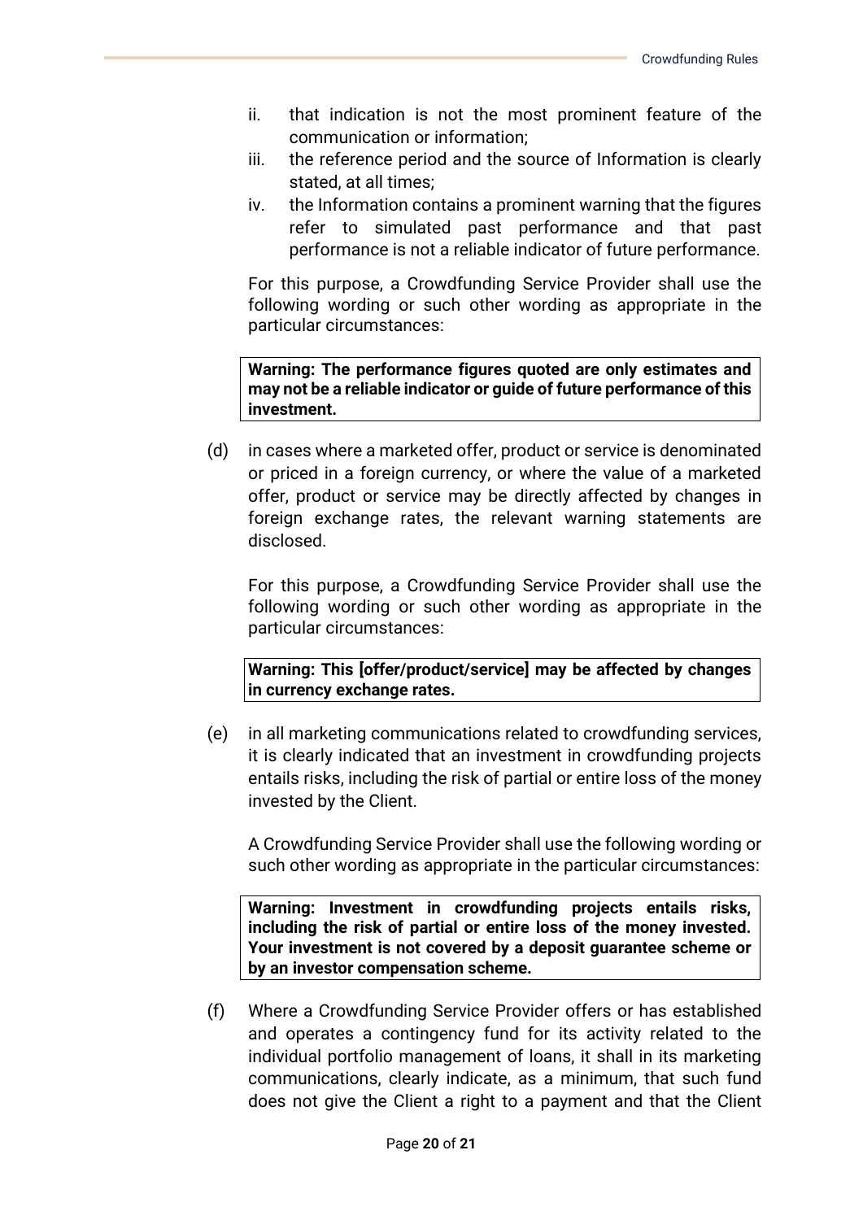ii. that indication is not the most prominent feature of the communication or information;
iii. the reference period and the source of Information is clearly stated, at all times;
iv. the Information contains a prominent warning that the figures refer to simulated past performance and that past performance is not a reliable indicator of future performance.

For this purpose, a Crowdfunding Service Provider shall use the following wording or such other wording as appropriate in the particular circumstances:

| **Warning: The performance figures quoted are only estimates and may not be a reliable indicator or guide of future performance of this investment.** |
|---|

(d) in cases where a marketed offer, product or service is denominated or priced in a foreign currency, or where the value of a marketed offer, product or service may be directly affected by changes in foreign exchange rates, the relevant warning statements are disclosed.

For this purpose, a Crowdfunding Service Provider shall use the following wording or such other wording as appropriate in the particular circumstances:

| **Warning: This [offer/product/service] may be affected by changes in currency exchange rates.** |
|---|

(e) in all marketing communications related to crowdfunding services, it is clearly indicated that an investment in crowdfunding projects entails risks, including the risk of partial or entire loss of the money invested by the Client.

A Crowdfunding Service Provider shall use the following wording or such other wording as appropriate in the particular circumstances:

| **Warning: Investment in crowdfunding projects entails risks, including the risk of partial or entire loss of the money invested. Your investment is not covered by a deposit guarantee scheme or by an investor compensation scheme.** |
|---|

(f) Where a Crowdfunding Service Provider offers or has established and operates a contingency fund for its activity related to the individual portfolio management of loans, it shall in its marketing communications, clearly indicate, as a minimum, that such fund does not give the Client a right to a payment and that the Client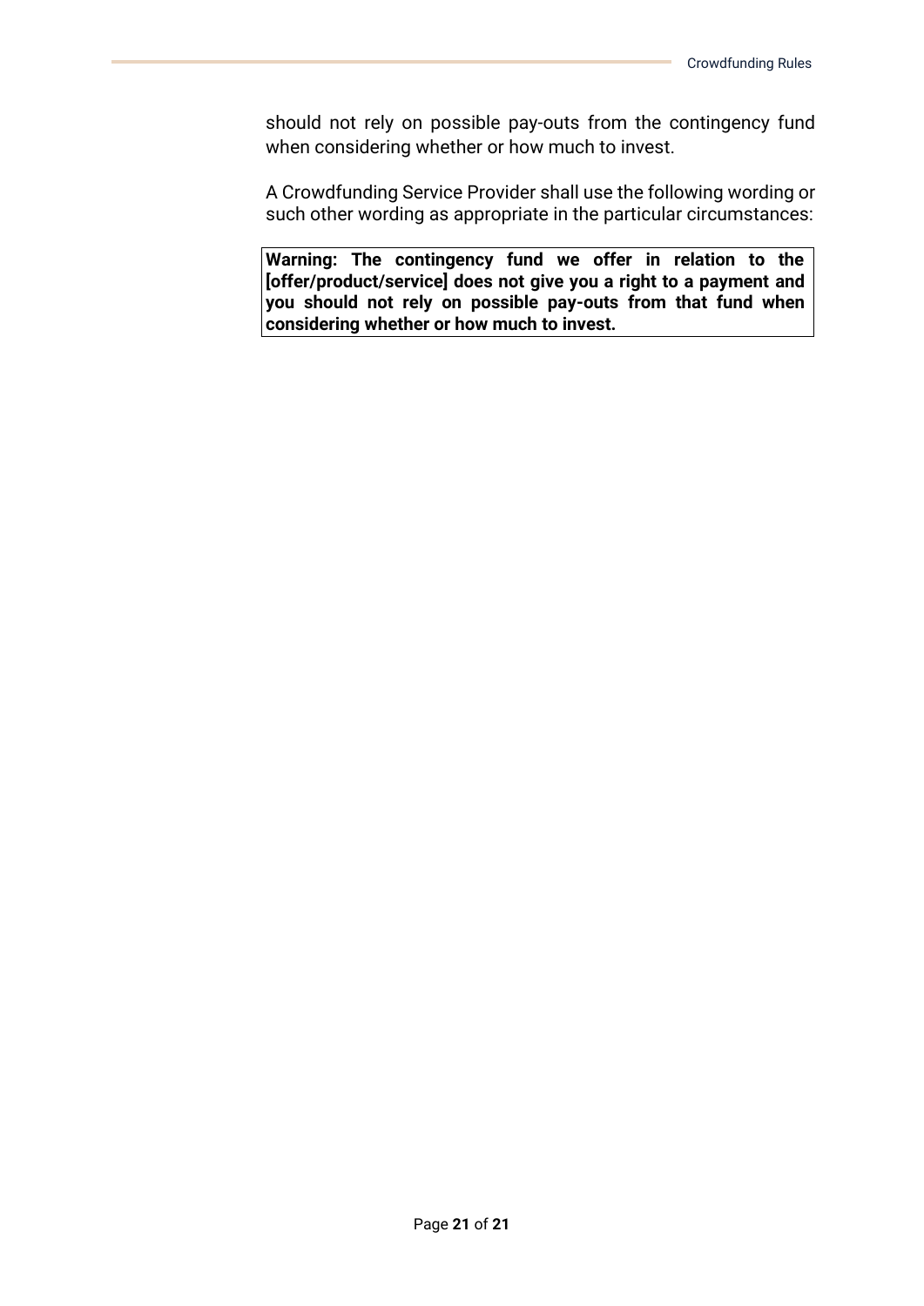should not rely on possible pay-outs from the contingency fund when considering whether or how much to invest.

A Crowdfunding Service Provider shall use the following wording or such other wording as appropriate in the particular circumstances:

| **Warning: The contingency fund we offer in relation to the [offer/product/service] does not give you a right to a payment and you should not rely on possible pay-outs from that fund when considering whether or how much to invest.** |
|---|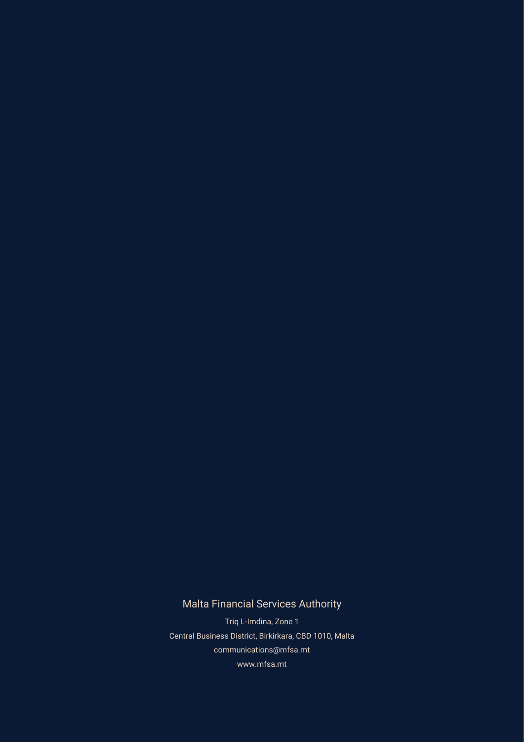Malta Financial Services Authority

Triq L-Imdina, Zone 1
Central Business District, Birkirkara, CBD 1010, Malta
communications@mfsa.mt
www.mfsa.mt